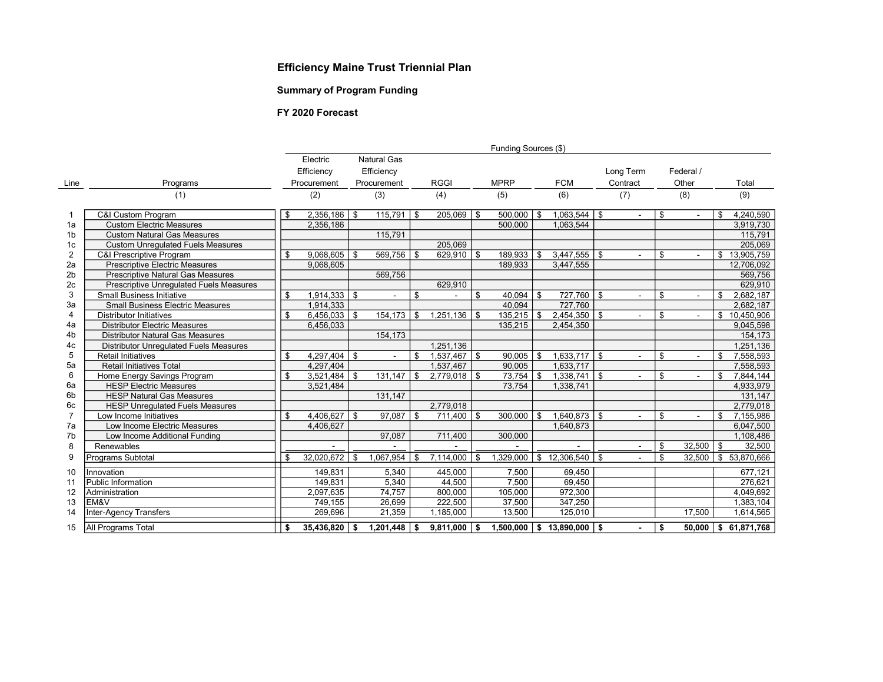**Efficiency Maine Trust Triennial Plan**

**Summary of Program Funding**

**FY 2020 Forecast**

| | | Funding Sources ($) | | | | | | | |
|---|---|---|---|---|---|---|---|---|---|
| Line | Programs | Electric Efficiency Procurement | Natural Gas Efficiency Procurement | RGGI | MPRP | FCM | Long Term Contract | Federal / Other | Total |
| | (1) | (2) | (3) | (4) | (5) | (6) | (7) | (8) | (9) |
| 1 | C&I Custom Program | $ 2,356,186 | $ 115,791 | $ 205,069 | $ 500,000 | $ 1,063,544 | $ - | $ - | $ 4,240,590 |
| 1a | Custom Electric Measures | 2,356,186 | | | 500,000 | 1,063,544 | | | 3,919,730 |
| 1b | Custom Natural Gas Measures | | 115,791 | | | | | | 115,791 |
| 1c | Custom Unregulated Fuels Measures | | | 205,069 | | | | | 205,069 |
| 2 | C&I Prescriptive Program | $ 9,068,605 | $ 569,756 | $ 629,910 | $ 189,933 | $ 3,447,555 | $ - | $ - | $ 13,905,759 |
| 2a | Prescriptive Electric Measures | 9,068,605 | | | 189,933 | 3,447,555 | | | 12,706,092 |
| 2b | Prescriptive Natural Gas Measures | | 569,756 | | | | | | 569,756 |
| 2c | Prescriptive Unregulated Fuels Measures | | | 629,910 | | | | | 629,910 |
| 3 | Small Business Initiative | $ 1,914,333 | $ - | $ - | $ 40,094 | $ 727,760 | $ - | $ - | $ 2,682,187 |
| 3a | Small Business Electric Measures | 1,914,333 | | | 40,094 | 727,760 | | | 2,682,187 |
| 4 | Distributor Initiatives | $ 6,456,033 | $ 154,173 | $ 1,251,136 | $ 135,215 | $ 2,454,350 | $ - | $ - | $ 10,450,906 |
| 4a | Distributor Electric Measures | 6,456,033 | | | 135,215 | 2,454,350 | | | 9,045,598 |
| 4b | Distributor Natural Gas Measures | | 154,173 | | | | | | 154,173 |
| 4c | Distributor Unregulated Fuels Measures | | | 1,251,136 | | | | | 1,251,136 |
| 5 | Retail Initiatives | $ 4,297,404 | $ - | $ 1,537,467 | $ 90,005 | $ 1,633,717 | $ - | $ - | $ 7,558,593 |
| 5a | Retail Initiatives Total | 4,297,404 | | 1,537,467 | 90,005 | 1,633,717 | | | 7,558,593 |
| 6 | Home Energy Savings Program | $ 3,521,484 | $ 131,147 | $ 2,779,018 | $ 73,754 | $ 1,338,741 | $ - | $ - | $ 7,844,144 |
| 6a | HESP Electric Measures | 3,521,484 | | | 73,754 | 1,338,741 | | | 4,933,979 |
| 6b | HESP Natural Gas Measures | | 131,147 | | | | | | 131,147 |
| 6c | HESP Unregulated Fuels Measures | | | 2,779,018 | | | | | 2,779,018 |
| 7 | Low Income Initiatives | $ 4,406,627 | $ 97,087 | $ 711,400 | $ 300,000 | $ 1,640,873 | $ - | $ - | $ 7,155,986 |
| 7a | Low Income Electric Measures | 4,406,627 | | | | 1,640,873 | | | 6,047,500 |
| 7b | Low Income Additional Funding | | 97,087 | 711,400 | 300,000 | | | | 1,108,486 |
| 8 | Renewables | - | - | - | - | - | - | $ 32,500 | $ 32,500 |
| 9 | Programs Subtotal | $ 32,020,672 | $ 1,067,954 | $ 7,114,000 | $ 1,329,000 | $ 12,306,540 | $ - | $ 32,500 | $ 53,870,666 |
| 10 | Innovation | 149,831 | 5,340 | 445,000 | 7,500 | 69,450 | | | 677,121 |
| 11 | Public Information | 149,831 | 5,340 | 44,500 | 7,500 | 69,450 | | | 276,621 |
| 12 | Administration | 2,097,635 | 74,757 | 800,000 | 105,000 | 972,300 | | | 4,049,692 |
| 13 | EM&V | 749,155 | 26,699 | 222,500 | 37,500 | 347,250 | | | 1,383,104 |
| 14 | Inter-Agency Transfers | 269,696 | 21,359 | 1,185,000 | 13,500 | 125,010 | | 17,500 | 1,614,565 |
| 15 | All Programs Total | **$ 35,436,820** | **$ 1,201,448** | **$ 9,811,000** | **$ 1,500,000** | **$ 13,890,000** | **$ -** | **$ 50,000** | **$ 61,871,768** |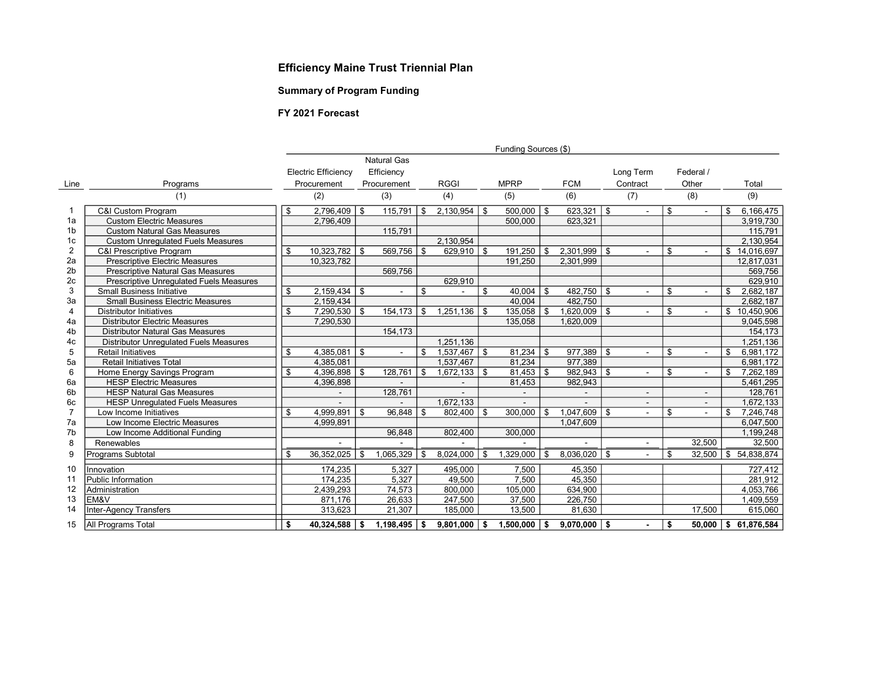### Efficiency Maine Trust Triennial Plan

### Summary of Program Funding

### FY 2021 Forecast

| Line | Programs | Funding Sources ($) | | | | | | | |
|---|---|---|---|---|---|---|---|---|---|
| | | Electric Efficiency Procurement | Natural Gas Efficiency Procurement | RGGI | MPRP | FCM | Long Term Contract | Federal / Other | Total |
| | (1) | (2) | (3) | (4) | (5) | (6) | (7) | (8) | (9) |
| 1 | C&I Custom Program | $ 2,796,409 | $ 115,791 | $ 2,130,954 | $ 500,000 | $ 623,321 | $ - | $ - | $ 6,166,475 |
| 1a | Custom Electric Measures | 2,796,409 | | | 500,000 | 623,321 | | | 3,919,730 |
| 1b | Custom Natural Gas Measures | | 115,791 | | | | | | 115,791 |
| 1c | Custom Unregulated Fuels Measures | | | 2,130,954 | | | | | 2,130,954 |
| 2 | C&I Prescriptive Program | $ 10,323,782 | $ 569,756 | $ 629,910 | $ 191,250 | $ 2,301,999 | $ - | $ - | $ 14,016,697 |
| 2a | Prescriptive Electric Measures | 10,323,782 | | | 191,250 | 2,301,999 | | | 12,817,031 |
| 2b | Prescriptive Natural Gas Measures | | 569,756 | | | | | | 569,756 |
| 2c | Prescriptive Unregulated Fuels Measures | | | 629,910 | | | | | 629,910 |
| 3 | Small Business Initiative | $ 2,159,434 | $ - | $ - | $ 40,004 | $ 482,750 | $ - | $ - | $ 2,682,187 |
| 3a | Small Business Electric Measures | 2,159,434 | | | 40,004 | 482,750 | | | 2,682,187 |
| 4 | Distributor Initiatives | $ 7,290,530 | $ 154,173 | $ 1,251,136 | $ 135,058 | $ 1,620,009 | $ - | $ - | $ 10,450,906 |
| 4a | Distributor Electric Measures | 7,290,530 | | | 135,058 | 1,620,009 | | | 9,045,598 |
| 4b | Distributor Natural Gas Measures | | 154,173 | | | | | | 154,173 |
| 4c | Distributor Unregulated Fuels Measures | | | 1,251,136 | | | | | 1,251,136 |
| 5 | Retail Initiatives | $ 4,385,081 | $ - | $ 1,537,467 | $ 81,234 | $ 977,389 | $ - | $ - | $ 6,981,172 |
| 5a | Retail Initiatives Total | 4,385,081 | | 1,537,467 | 81,234 | 977,389 | | | 6,981,172 |
| 6 | Home Energy Savings Program | $ 4,396,898 | $ 128,761 | $ 1,672,133 | $ 81,453 | $ 982,943 | $ - | $ - | $ 7,262,189 |
| 6a | HESP Electric Measures | 4,396,898 | - | - | 81,453 | 982,943 | | | 5,461,295 |
| 6b | HESP Natural Gas Measures | - | 128,761 | - | - | - | - | - | 128,761 |
| 6c | HESP Unregulated Fuels Measures | - | - | 1,672,133 | - | - | - | - | 1,672,133 |
| 7 | Low Income Initiatives | $ 4,999,891 | $ 96,848 | $ 802,400 | $ 300,000 | $ 1,047,609 | $ - | $ - | $ 7,246,748 |
| 7a | Low Income Electric Measures | 4,999,891 | | | | 1,047,609 | | | 6,047,500 |
| 7b | Low Income Additional Funding | | 96,848 | 802,400 | 300,000 | | | | 1,199,248 |
| 8 | Renewables | - | - | - | - | - | - | 32,500 | 32,500 |
| 9 | Programs Subtotal | $ 36,352,025 | $ 1,065,329 | $ 8,024,000 | $ 1,329,000 | $ 8,036,020 | $ - | $ 32,500 | $ 54,838,874 |
| 10 | Innovation | 174,235 | 5,327 | 495,000 | 7,500 | 45,350 | | | 727,412 |
| 11 | Public Information | 174,235 | 5,327 | 49,500 | 7,500 | 45,350 | | | 281,912 |
| 12 | Administration | 2,439,293 | 74,573 | 800,000 | 105,000 | 634,900 | | | 4,053,766 |
| 13 | EM&V | 871,176 | 26,633 | 247,500 | 37,500 | 226,750 | | | 1,409,559 |
| 14 | Inter-Agency Transfers | 313,623 | 21,307 | 185,000 | 13,500 | 81,630 | | 17,500 | 615,060 |
| 15 | **All Programs Total** | **$ 40,324,588** | **$ 1,198,495** | **$ 9,801,000** | **$ 1,500,000** | **$ 9,070,000** | **$ -** | **$ 50,000** | **$ 61,876,584** |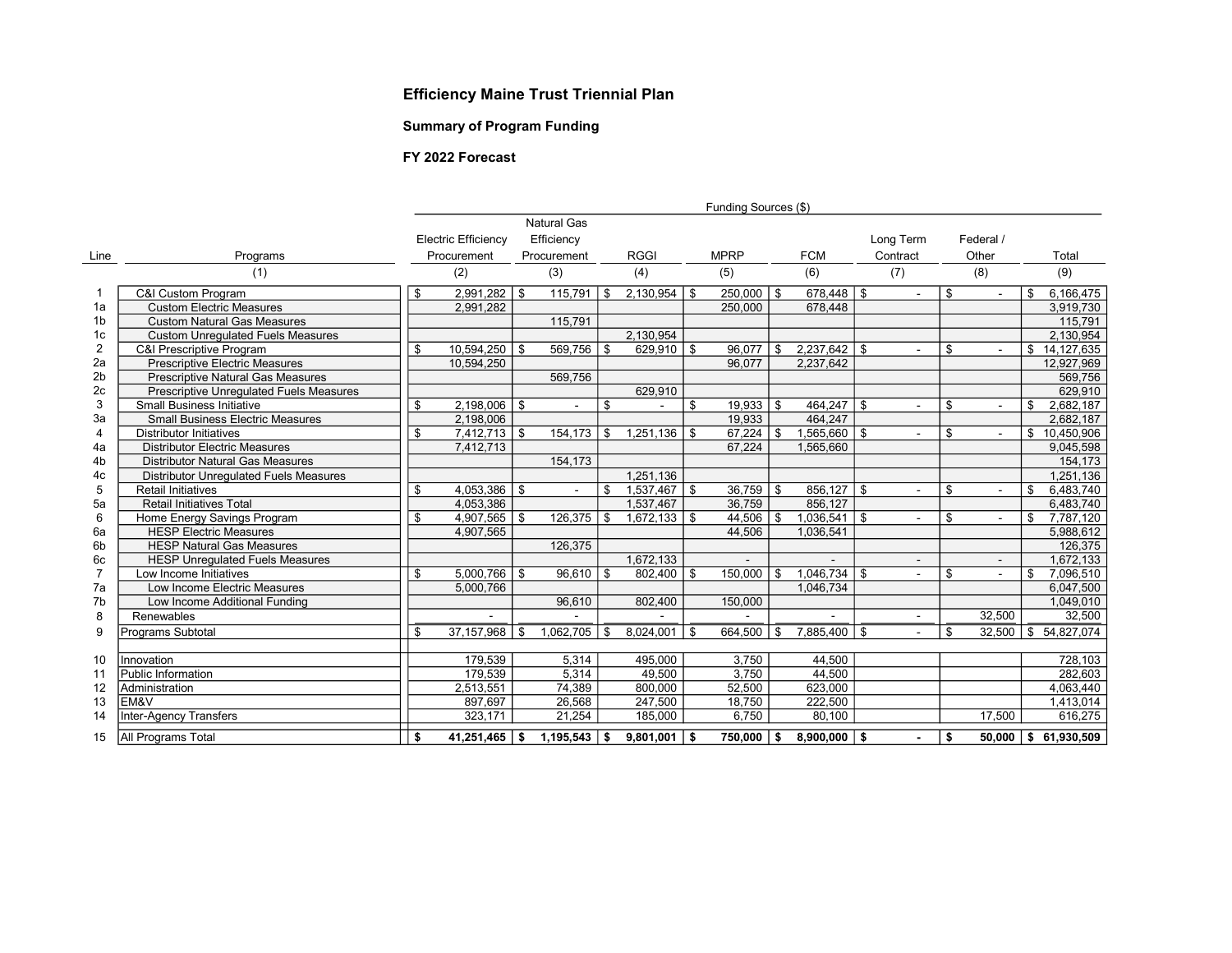## Efficiency Maine Trust Triennial Plan

### Summary of Program Funding

### FY 2022 Forecast

| Line | Programs | Funding Sources ($) | | | | | | | |
|---|---|---|---|---|---|---|---|---|---|
| | | Electric Efficiency Procurement | Natural Gas Efficiency Procurement | RGGI | MPRP | FCM | Long Term Contract | Federal / Other | Total |
| | (1) | (2) | (3) | (4) | (5) | (6) | (7) | (8) | (9) |
| 1 | C&I Custom Program | $ 2,991,282 | $ 115,791 | $ 2,130,954 | $ 250,000 | $ 678,448 | $ - | $ - | $ 6,166,475 |
| 1a | Custom Electric Measures | 2,991,282 | | | 250,000 | 678,448 | | | 3,919,730 |
| 1b | Custom Natural Gas Measures | | 115,791 | | | | | | 115,791 |
| 1c | Custom Unregulated Fuels Measures | | | 2,130,954 | | | | | 2,130,954 |
| 2 | C&I Prescriptive Program | $ 10,594,250 | $ 569,756 | $ 629,910 | $ 96,077 | $ 2,237,642 | $ - | $ - | $ 14,127,635 |
| 2a | Prescriptive Electric Measures | 10,594,250 | | | 96,077 | 2,237,642 | | | 12,927,969 |
| 2b | Prescriptive Natural Gas Measures | | 569,756 | | | | | | 569,756 |
| 2c | Prescriptive Unregulated Fuels Measures | | | 629,910 | | | | | 629,910 |
| 3 | Small Business Initiative | $ 2,198,006 | $ - | $ - | $ 19,933 | $ 464,247 | $ - | $ - | $ 2,682,187 |
| 3a | Small Business Electric Measures | 2,198,006 | | | 19,933 | 464,247 | | | 2,682,187 |
| 4 | Distributor Initiatives | $ 7,412,713 | $ 154,173 | $ 1,251,136 | $ 67,224 | $ 1,565,660 | $ - | $ - | $ 10,450,906 |
| 4a | Distributor Electric Measures | 7,412,713 | | | 67,224 | 1,565,660 | | | 9,045,598 |
| 4b | Distributor Natural Gas Measures | | 154,173 | | | | | | 154,173 |
| 4c | Distributor Unregulated Fuels Measures | | | 1,251,136 | | | | | 1,251,136 |
| 5 | Retail Initiatives | $ 4,053,386 | $ - | $ 1,537,467 | $ 36,759 | $ 856,127 | $ - | $ - | $ 6,483,740 |
| 5a | Retail Initiatives Total | 4,053,386 | | 1,537,467 | 36,759 | 856,127 | | | 6,483,740 |
| 6 | Home Energy Savings Program | $ 4,907,565 | $ 126,375 | $ 1,672,133 | $ 44,506 | $ 1,036,541 | $ - | $ - | $ 7,787,120 |
| 6a | HESP Electric Measures | 4,907,565 | | | 44,506 | 1,036,541 | | | 5,988,612 |
| 6b | HESP Natural Gas Measures | | 126,375 | | | | | | 126,375 |
| 6c | HESP Unregulated Fuels Measures | | | 1,672,133 | - | - | - | - | 1,672,133 |
| 7 | Low Income Initiatives | $ 5,000,766 | $ 96,610 | $ 802,400 | $ 150,000 | $ 1,046,734 | $ - | $ - | $ 7,096,510 |
| 7a | Low Income Electric Measures | 5,000,766 | | | | 1,046,734 | | | 6,047,500 |
| 7b | Low Income Additional Funding | | 96,610 | 802,400 | 150,000 | | | | 1,049,010 |
| 8 | Renewables | - | - | - | - | - | - | 32,500 | 32,500 |
| 9 | Programs Subtotal | $ 37,157,968 | $ 1,062,705 | $ 8,024,001 | $ 664,500 | $ 7,885,400 | $ - | $ 32,500 | $ 54,827,074 |
| 10 | Innovation | 179,539 | 5,314 | 495,000 | 3,750 | 44,500 | | | 728,103 |
| 11 | Public Information | 179,539 | 5,314 | 49,500 | 3,750 | 44,500 | | | 282,603 |
| 12 | Administration | 2,513,551 | 74,389 | 800,000 | 52,500 | 623,000 | | | 4,063,440 |
| 13 | EM&V | 897,697 | 26,568 | 247,500 | 18,750 | 222,500 | | | 1,413,014 |
| 14 | Inter-Agency Transfers | 323,171 | 21,254 | 185,000 | 6,750 | 80,100 | | 17,500 | 616,275 |
| 15 | **All Programs Total** | **$ 41,251,465** | **$ 1,195,543** | **$ 9,801,001** | **$ 750,000** | **$ 8,900,000** | **$ -** | **$ 50,000** | **$ 61,930,509** |